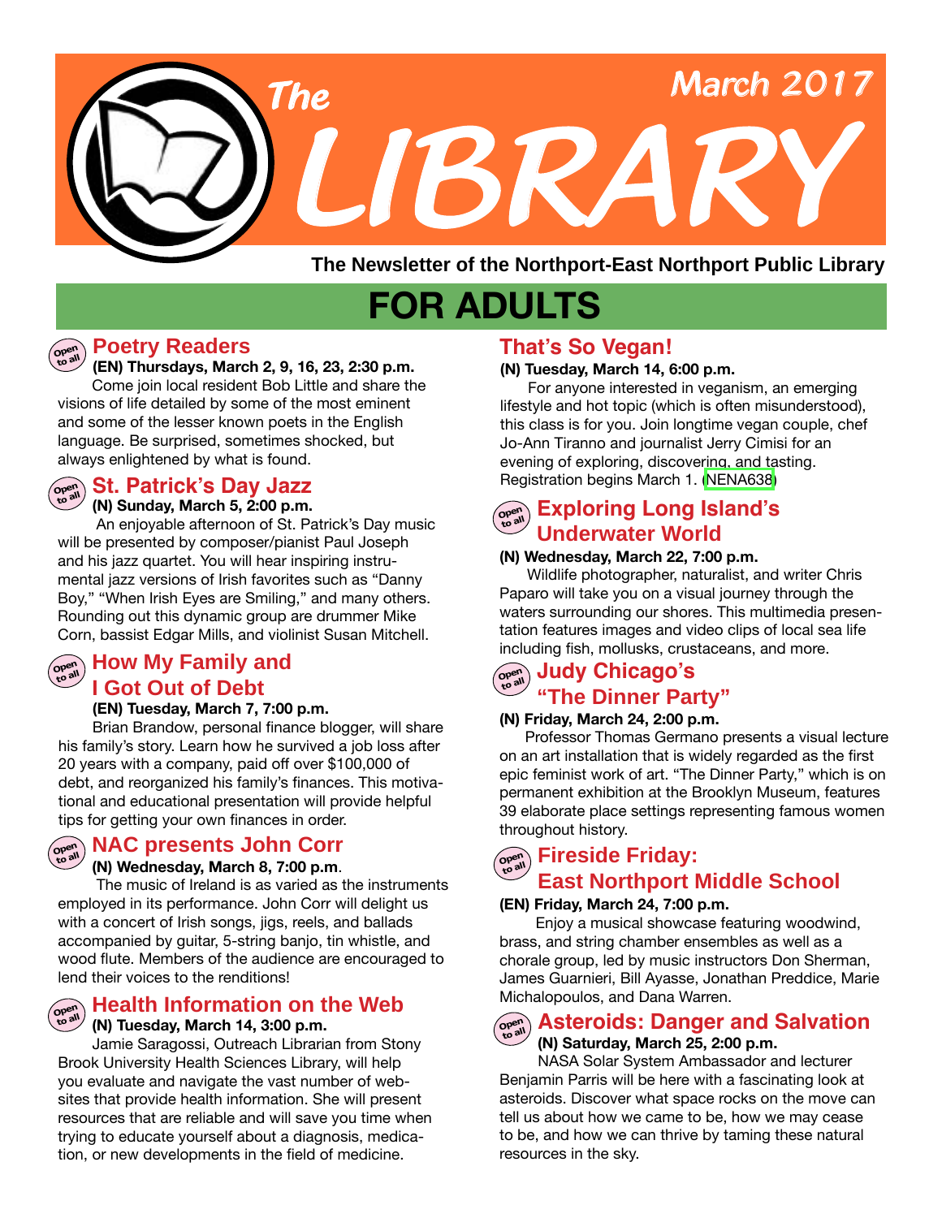# The LIBRARY

March 2017

**The Newsletter of the Northport-East Northport Public Library**

## FOR ADULTS

### Poetry Readers

Open to all

**(EN) Thursdays, March 2, 9, 16, 23, 2:30 p.m.**

Come join local resident Bob Little and share the visions of life detailed by some of the most eminent and some of the lesser known poets in the English language. Be surprised, sometimes shocked, but always enlightened by what is found.

### St. Patrick's Day Jazz

Open to all

**(N) Sunday, March 5, 2:00 p.m.**

An enjoyable afternoon of St. Patrick's Day music will be presented by composer/pianist Paul Joseph and his jazz quartet. You will hear inspiring instrumental jazz versions of Irish favorites such as "Danny Boy," "When Irish Eyes are Smiling," and many others. Rounding out this dynamic group are drummer Mike Corn, bassist Edgar Mills, and violinist Susan Mitchell.

### How My Family and I Got Out of Debt

Open to all

**(EN) Tuesday, March 7, 7:00 p.m.**

Brian Brandow, personal finance blogger, will share his family's story. Learn how he survived a job loss after 20 years with a company, paid off over $100,000 of debt, and reorganized his family's finances. This motivational and educational presentation will provide helpful tips for getting your own finances in order.

### NAC presents John Corr

Open to all

**(N) Wednesday, March 8, 7:00 p.m**.

The music of Ireland is as varied as the instruments employed in its performance. John Corr will delight us with a concert of Irish songs, jigs, reels, and ballads accompanied by guitar, 5-string banjo, tin whistle, and wood flute. Members of the audience are encouraged to lend their voices to the renditions!

### Health Information on the Web

Open to all

**(N) Tuesday, March 14, 3:00 p.m.**

Jamie Saragossi, Outreach Librarian from Stony Brook University Health Sciences Library, will help you evaluate and navigate the vast number of websites that provide health information. She will present resources that are reliable and will save you time when trying to educate yourself about a diagnosis, medication, or new developments in the field of medicine.

### That's So Vegan!

**(N) Tuesday, March 14, 6:00 p.m.**

For anyone interested in veganism, an emerging lifestyle and hot topic (which is often misunderstood), this class is for you. Join longtime vegan couple, chef Jo-Ann Tiranno and journalist Jerry Cimisi for an evening of exploring, discovering, and tasting. Registration begins March 1. (NENA638)

### Exploring Long Island's Underwater World

Open to all

**(N) Wednesday, March 22, 7:00 p.m.**

Wildlife photographer, naturalist, and writer Chris Paparo will take you on a visual journey through the waters surrounding our shores. This multimedia presentation features images and video clips of local sea life including fish, mollusks, crustaceans, and more.

### Judy Chicago's "The Dinner Party"

Open to all

**(N) Friday, March 24, 2:00 p.m.**

Professor Thomas Germano presents a visual lecture on an art installation that is widely regarded as the first epic feminist work of art. "The Dinner Party," which is on permanent exhibition at the Brooklyn Museum, features 39 elaborate place settings representing famous women throughout history.

### Fireside Friday: East Northport Middle School

Open to all

**(EN) Friday, March 24, 7:00 p.m.**

Enjoy a musical showcase featuring woodwind, brass, and string chamber ensembles as well as a chorale group, led by music instructors Don Sherman, James Guarnieri, Bill Ayasse, Jonathan Preddice, Marie Michalopoulos, and Dana Warren.

### Asteroids: Danger and Salvation

Open to all

**(N) Saturday, March 25, 2:00 p.m.**

NASA Solar System Ambassador and lecturer Benjamin Parris will be here with a fascinating look at asteroids. Discover what space rocks on the move can tell us about how we came to be, how we may cease to be, and how we can thrive by taming these natural resources in the sky.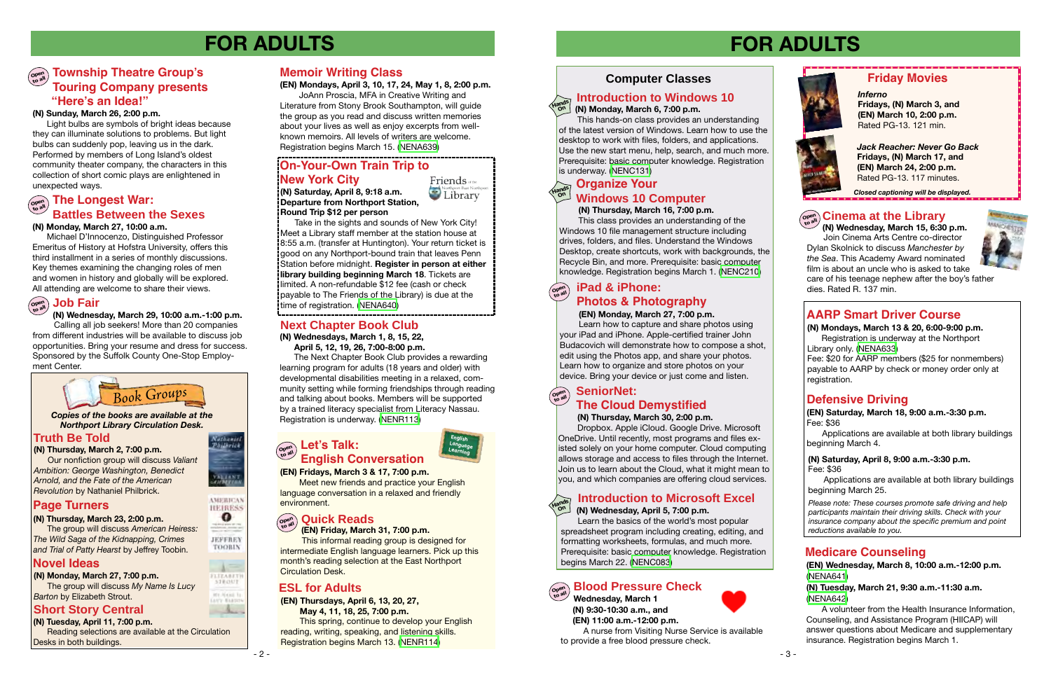# FOR ADULTS

## Township Theatre Group's Touring Company presents "Here's an Idea!"

**(N) Sunday, March 26, 2:00 p.m.**

Light bulbs are symbols of bright ideas because they can illuminate solutions to problems. But light bulbs can suddenly pop, leaving us in the dark. Performed by members of Long Island's oldest community theater company, the characters in this collection of short comic plays are enlightened in unexpected ways.

## The Longest War: Battles Between the Sexes

**(N) Monday, March 27, 10:00 a.m.**

Michael D'Innocenzo, Distinguished Professor Emeritus of History at Hofstra University, offers this third installment in a series of monthly discussions. Key themes examining the changing roles of men and women in history and globally will be explored. All attending are welcome to share their views.

## Job Fair

**(N) Wednesday, March 29, 10:00 a.m.-1:00 p.m.**

Calling all job seekers! More than 20 companies from different industries will be available to discuss job opportunities. Bring your resume and dress for success. Sponsored by the Suffolk County One-Stop Employment Center.

## Book Groups

***Copies of the books are available at the Northport Library Circulation Desk.***

### Truth Be Told

**(N) Thursday, March 2, 7:00 p.m.**

Our nonfiction group will discuss *Valiant Ambition: George Washington, Benedict Arnold, and the Fate of the American Revolution* by Nathaniel Philbrick.

### Page Turners

**(N) Thursday, March 23, 2:00 p.m.**

The group will discuss *American Heiress: The Wild Saga of the Kidnapping, Crimes and Trial of Patty Hearst* by Jeffrey Toobin.

### Novel Ideas

**(N) Monday, March 27, 7:00 p.m.**

The group will discuss *My Name Is Lucy Barton* by Elizabeth Strout.

### Short Story Central

**(N) Tuesday, April 11, 7:00 p.m.**

Reading selections are available at the Circulation Desks in both buildings.

## Memoir Writing Class

**(EN) Mondays, April 3, 10, 17, 24, May 1, 8, 2:00 p.m.**

JoAnn Proscia, MFA in Creative Writing and Literature from Stony Brook Southampton, will guide the group as you read and discuss written memories about your lives as well as enjoy excerpts from well-known memoirs. All levels of writers are welcome. Registration begins March 15. (NENA639)

## On-Your-Own Train Trip to New York City

**(N) Saturday, April 8, 9:18 a.m. Departure from Northport Station, Round Trip $12 per person**

Take in the sights and sounds of New York City! Meet a Library staff member at the station house at 8:55 a.m. (transfer at Huntington). Your return ticket is good on any Northport-bound train that leaves Penn Station before midnight. **Register in person at either library building beginning March 18.** Tickets are limited. A non-refundable $12 fee (cash or check payable to The Friends of the Library) is due at the time of registration. (NENA640)

## Next Chapter Book Club

**(N) Wednesdays, March 1, 8, 15, 22, April 5, 12, 19, 26, 7:00-8:00 p.m.**

The Next Chapter Book Club provides a rewarding learning program for adults (18 years and older) with developmental disabilities meeting in a relaxed, community setting while forming friendships through reading and talking about books. Members will be supported by a trained literacy specialist from Literacy Nassau. Registration is underway. (NENR113)

## Let's Talk: English Conversation

**(EN) Fridays, March 3 & 17, 7:00 p.m.**

Meet new friends and practice your English language conversation in a relaxed and friendly environment.

## Quick Reads

**(EN) Friday, March 31, 7:00 p.m.**

This informal reading group is designed for intermediate English language learners. Pick up this month's reading selection at the East Northport Circulation Desk.

## ESL for Adults

**(EN) Thursdays, April 6, 13, 20, 27, May 4, 11, 18, 25, 7:00 p.m.**

This spring, continue to develop your English reading, writing, speaking, and listening skills. Registration begins March 13. (NENR114)

# FOR ADULTS

## Computer Classes

### Introduction to Windows 10

**(N) Monday, March 6, 7:00 p.m.**

This hands-on class provides an understanding of the latest version of Windows. Learn how to use the desktop to work with files, folders, and applications. Use the new start menu, help, search, and much more. Prerequisite: basic computer knowledge. Registration is underway. (NENC131)

### Organize Your Windows 10 Computer

**(N) Thursday, March 16, 7:00 p.m.**

This class provides an understanding of the Windows 10 file management structure including drives, folders, and files. Understand the Windows Desktop, create shortcuts, work with backgrounds, the Recycle Bin, and more. Prerequisite: basic computer knowledge. Registration begins March 1. (NENC210)

### iPad & iPhone: Photos & Photography

**(EN) Monday, March 27, 7:00 p.m.**

Learn how to capture and share photos using your iPad and iPhone. Apple-certified trainer John Budacovich will demonstrate how to compose a shot, edit using the Photos app, and share your photos. Learn how to organize and store photos on your device. Bring your device or just come and listen.

### SeniorNet: The Cloud Demystified

**(N) Thursday, March 30, 2:00 p.m.**

Dropbox. Apple iCloud. Google Drive. Microsoft OneDrive. Until recently, most programs and files existed solely on your home computer. Cloud computing allows storage and access to files through the Internet. Join us to learn about the Cloud, what it might mean to you, and which companies are offering cloud services.

### Introduction to Microsoft Excel

**(N) Wednesday, April 5, 7:00 p.m.**

Learn the basics of the world's most popular spreadsheet program including creating, editing, and formatting worksheets, formulas, and much more. Prerequisite: basic computer knowledge. Registration begins March 22. (NENC083)

## Blood Pressure Check

**Wednesday, March 1**
**(N) 9:30-10:30 a.m., and**
**(EN) 11:00 a.m.-12:00 p.m.**

A nurse from Visiting Nurse Service is available to provide a free blood pressure check.

## Friday Movies

***Inferno***
**Fridays, (N) March 3, and (EN) March 10, 2:00 p.m.**
Rated PG-13. 121 min.

***Jack Reacher: Never Go Back***
**Fridays, (N) March 17, and (EN) March 24, 2:00 p.m.**
Rated PG-13. 117 minutes.

***Closed captioning will be displayed.***

## Cinema at the Library

**(N) Wednesday, March 15, 6:30 p.m.**

Join Cinema Arts Centre co-director Dylan Skolnick to discuss *Manchester by the Sea*. This Academy Award nominated film is about an uncle who is asked to take care of his teenage nephew after the boy's father dies. Rated R. 137 min.

## AARP Smart Driver Course

**(N) Mondays, March 13 & 20, 6:00-9:00 p.m.**

Registration is underway at the Northport Library only. (NENA633)

Fee: $20 for AARP members ($25 for nonmembers) payable to AARP by check or money order only at registration.

## Defensive Driving

**(EN) Saturday, March 18, 9:00 a.m.-3:30 p.m.**
Fee: $36

Applications are available at both library buildings beginning March 4.

**(N) Saturday, April 8, 9:00 a.m.-3:30 p.m.**
Fee: $36

Applications are available at both library buildings beginning March 25.

*Please note: These courses promote safe driving and help participants maintain their driving skills. Check with your insurance company about the specific premium and point reductions available to you.*

## Medicare Counseling

**(EN) Wednesday, March 8, 10:00 a.m.-12:00 p.m.** (NENA641)

**(N) Tuesday, March 21, 9:30 a.m.-11:30 a.m.** (NENA642)

A volunteer from the Health Insurance Information, Counseling, and Assistance Program (HIICAP) will answer questions about Medicare and supplementary insurance. Registration begins March 1.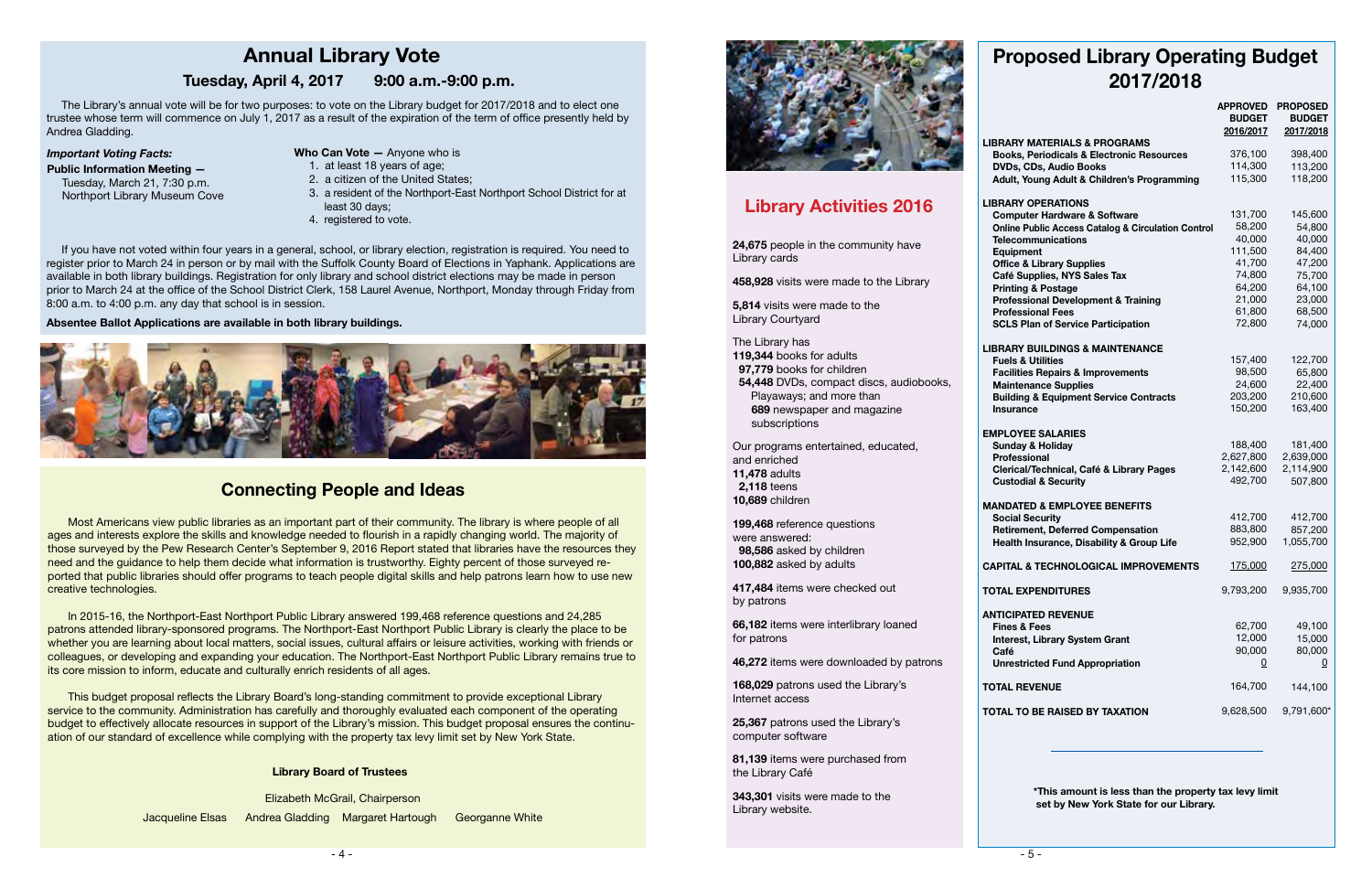# Annual Library Vote

## Tuesday, April 4, 2017 9:00 a.m.-9:00 p.m.

The Library's annual vote will be for two purposes: to vote on the Library budget for 2017/2018 and to elect one trustee whose term will commence on July 1, 2017 as a result of the expiration of the term of office presently held by Andrea Gladding.

***Important Voting Facts:***

**Public Information Meeting —**
Tuesday, March 21, 7:30 p.m.
Northport Library Museum Cove

**Who Can Vote —** Anyone who is

1. at least 18 years of age;
2. a citizen of the United States;
3. a resident of the Northport-East Northport School District for at least 30 days;
4. registered to vote.

If you have not voted within four years in a general, school, or library election, registration is required. You need to register prior to March 24 in person or by mail with the Suffolk County Board of Elections in Yaphank. Applications are available in both library buildings. Registration for only library and school district elections may be made in person prior to March 24 at the office of the School District Clerk, 158 Laurel Avenue, Northport, Monday through Friday from 8:00 a.m. to 4:00 p.m. any day that school is in session.

**Absentee Ballot Applications are available in both library buildings.**

## Connecting People and Ideas

Most Americans view public libraries as an important part of their community. The library is where people of all ages and interests explore the skills and knowledge needed to flourish in a rapidly changing world. The majority of those surveyed by the Pew Research Center's September 9, 2016 Report stated that libraries have the resources they need and the guidance to help them decide what information is trustworthy. Eighty percent of those surveyed reported that public libraries should offer programs to teach people digital skills and help patrons learn how to use new creative technologies.

In 2015-16, the Northport-East Northport Public Library answered 199,468 reference questions and 24,285 patrons attended library-sponsored programs. The Northport-East Northport Public Library is clearly the place to be whether you are learning about local matters, social issues, cultural affairs or leisure activities, working with friends or colleagues, or developing and expanding your education. The Northport-East Northport Public Library remains true to its core mission to inform, educate and culturally enrich residents of all ages.

This budget proposal reflects the Library Board's long-standing commitment to provide exceptional Library service to the community. Administration has carefully and thoroughly evaluated each component of the operating budget to effectively allocate resources in support of the Library's mission. This budget proposal ensures the continuation of our standard of excellence while complying with the property tax levy limit set by New York State.

**Library Board of Trustees**

Elizabeth McGrail, Chairperson

Jacqueline Elsas Andrea Gladding Margaret Hartough Georganne White

## Library Activities 2016

**24,675** people in the community have Library cards

**458,928** visits were made to the Library

**5,814** visits were made to the Library Courtyard

The Library has
**119,344** books for adults
**97,779** books for children
**54,448** DVDs, compact discs, audiobooks, Playaways; and more than **689** newspaper and magazine subscriptions

Our programs entertained, educated, and enriched
**11,478** adults
**2,118** teens
**10,689** children

**199,468** reference questions were answered:
**98,586** asked by children
**100,882** asked by adults

**417,484** items were checked out by patrons

**66,182** items were interlibrary loaned for patrons

**46,272** items were downloaded by patrons

**168,029** patrons used the Library's Internet access

**25,367** patrons used the Library's computer software

**81,139** items were purchased from the Library Café

**343,301** visits were made to the Library website.

# Proposed Library Operating Budget 2017/2018

| | APPROVED BUDGET 2016/2017 | PROPOSED BUDGET 2017/2018 |
|---|---|---|
| **LIBRARY MATERIALS & PROGRAMS** | | |
| **Books, Periodicals & Electronic Resources** | 376,100 | 398,400 |
| **DVDs, CDs, Audio Books** | 114,300 | 113,200 |
| **Adult, Young Adult & Children's Programming** | 115,300 | 118,200 |
| **LIBRARY OPERATIONS** | | |
| **Computer Hardware & Software** | 131,700 | 145,600 |
| **Online Public Access Catalog & Circulation Control** | 58,200 | 54,800 |
| **Telecommunications** | 40,000 | 40,000 |
| **Equipment** | 111,500 | 84,400 |
| **Office & Library Supplies** | 41,700 | 47,200 |
| **Café Supplies, NYS Sales Tax** | 74,800 | 75,700 |
| **Printing & Postage** | 64,200 | 64,100 |
| **Professional Development & Training** | 21,000 | 23,000 |
| **Professional Fees** | 61,800 | 68,500 |
| **SCLS Plan of Service Participation** | 72,800 | 74,000 |
| **LIBRARY BUILDINGS & MAINTENANCE** | | |
| **Fuels & Utilities** | 157,400 | 122,700 |
| **Facilities Repairs & Improvements** | 98,500 | 65,800 |
| **Maintenance Supplies** | 24,600 | 22,400 |
| **Building & Equipment Service Contracts** | 203,200 | 210,600 |
| **Insurance** | 150,200 | 163,400 |
| **EMPLOYEE SALARIES** | | |
| **Sunday & Holiday** | 188,400 | 181,400 |
| **Professional** | 2,627,800 | 2,639,000 |
| **Clerical/Technical, Café & Library Pages** | 2,142,600 | 2,114,900 |
| **Custodial & Security** | 492,700 | 507,800 |
| **MANDATED & EMPLOYEE BENEFITS** | | |
| **Social Security** | 412,700 | 412,700 |
| **Retirement, Deferred Compensation** | 883,800 | 857,200 |
| **Health Insurance, Disability & Group Life** | 952,900 | 1,055,700 |
| **CAPITAL & TECHNOLOGICAL IMPROVEMENTS** | 175,000 | 275,000 |
| **TOTAL EXPENDITURES** | 9,793,200 | 9,935,700 |
| **ANTICIPATED REVENUE** | | |
| **Fines & Fees** | 62,700 | 49,100 |
| **Interest, Library System Grant** | 12,000 | 15,000 |
| **Café** | 90,000 | 80,000 |
| **Unrestricted Fund Appropriation** | 0 | 0 |
| **TOTAL REVENUE** | 164,700 | 144,100 |
| **TOTAL TO BE RAISED BY TAXATION** | 9,628,500 | 9,791,600* |

**\*This amount is less than the property tax levy limit set by New York State for our Library.**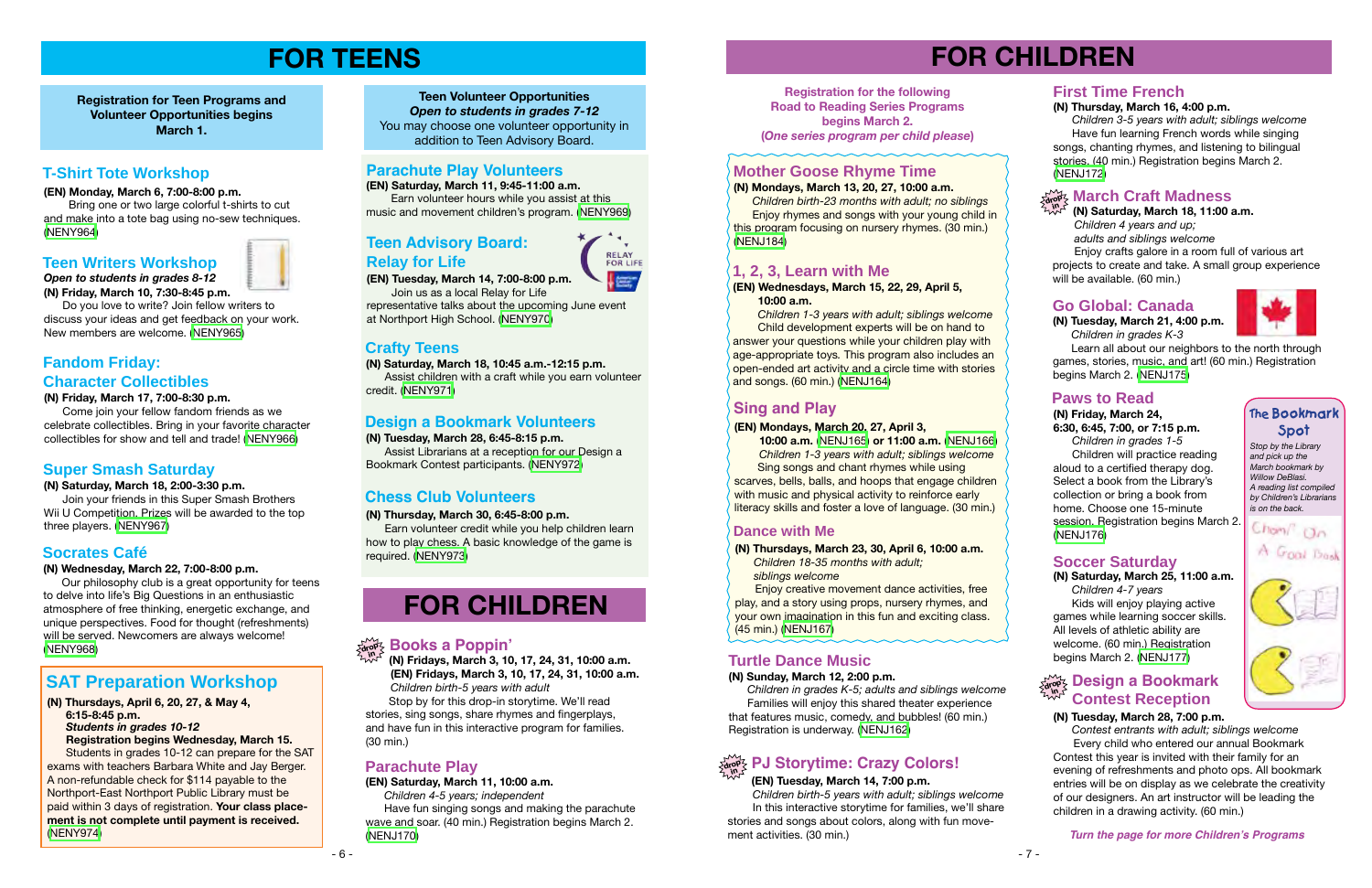# FOR TEENS

**Registration for Teen Programs and Volunteer Opportunities begins March 1.**

## T-Shirt Tote Workshop

**(EN) Monday, March 6, 7:00-8:00 p.m.**

Bring one or two large colorful t-shirts to cut and make into a tote bag using no-sew techniques. (NENY964)

## Teen Writers Workshop

***Open to students in grades 8-12***

**(N) Friday, March 10, 7:30-8:45 p.m.**

Do you love to write? Join fellow writers to discuss your ideas and get feedback on your work. New members are welcome. (NENY965)

## Fandom Friday: Character Collectibles

**(N) Friday, March 17, 7:00-8:30 p.m.**

Come join your fellow fandom friends as we celebrate collectibles. Bring in your favorite character collectibles for show and tell and trade! (NENY966)

## Super Smash Saturday

**(N) Saturday, March 18, 2:00-3:30 p.m.**

Join your friends in this Super Smash Brothers Wii U Competition. Prizes will be awarded to the top three players. (NENY967)

## Socrates Café

**(N) Wednesday, March 22, 7:00-8:00 p.m.**

Our philosophy club is a great opportunity for teens to delve into life's Big Questions in an enthusiastic atmosphere of free thinking, energetic exchange, and unique perspectives. Food for thought (refreshments) will be served. Newcomers are always welcome! (NENY968)

## SAT Preparation Workshop

**(N) Thursdays, April 6, 20, 27, & May 4, 6:15-8:45 p.m.**

***Students in grades 10-12***

**Registration begins Wednesday, March 15.**

Students in grades 10-12 can prepare for the SAT exams with teachers Barbara White and Jay Berger. A non-refundable check for $114 payable to the Northport-East Northport Public Library must be paid within 3 days of registration. **Your class placement is not complete until payment is received.** (NENY974)

**Teen Volunteer Opportunities**
***Open to students in grades 7-12***
You may choose one volunteer opportunity in addition to Teen Advisory Board.

## Parachute Play Volunteers

**(EN) Saturday, March 11, 9:45-11:00 a.m.**

Earn volunteer hours while you assist at this music and movement children's program. (NENY969)

## Teen Advisory Board: Relay for Life

**(EN) Tuesday, March 14, 7:00-8:00 p.m.**

Join us as a local Relay for Life representative talks about the upcoming June event at Northport High School. (NENY970)

## Crafty Teens

**(N) Saturday, March 18, 10:45 a.m.-12:15 p.m.**

Assist children with a craft while you earn volunteer credit. (NENY971)

## Design a Bookmark Volunteers

**(N) Tuesday, March 28, 6:45-8:15 p.m.**

Assist Librarians at a reception for our Design a Bookmark Contest participants. (NENY972)

## Chess Club Volunteers

**(N) Thursday, March 30, 6:45-8:00 p.m.**

Earn volunteer credit while you help children learn how to play chess. A basic knowledge of the game is required. (NENY973)

# FOR CHILDREN

## Books a Poppin' (drop in)

**(N) Fridays, March 3, 10, 17, 24, 31, 10:00 a.m.**
**(EN) Fridays, March 3, 10, 17, 24, 31, 10:00 a.m.**

*Children birth-5 years with adult*

Stop by for this drop-in storytime. We'll read stories, sing rhymes, share fingerplays, and have fun in this interactive program for families. (30 min.)

## Parachute Play

**(EN) Saturday, March 11, 10:00 a.m.**

*Children 4-5 years; independent*

Have fun singing songs and making the parachute wave and soar. (40 min.) Registration begins March 2. (NENJ170)

# FOR CHILDREN

**Registration for the following Road to Reading Series Programs begins March 2. (*One series program per child please*)**

## Mother Goose Rhyme Time

**(N) Mondays, March 13, 20, 27, 10:00 a.m.**

*Children birth-23 months with adult; no siblings*

Enjoy rhymes and songs with your young child in this program focusing on nursery rhymes. (30 min.) (NENJ184)

## 1, 2, 3, Learn with Me

**(EN) Wednesdays, March 15, 22, 29, April 5, 10:00 a.m.**

*Children 1-3 years with adult; siblings welcome*

Child development experts will be on hand to answer your questions while your children play with age-appropriate toys. This program also includes an open-ended art activity and a circle time with stories and songs. (60 min.) (NENJ164)

## Sing and Play

**(EN) Mondays, March 20, 27, April 3, 10:30 a.m. (NENJ165) or 11:00 a.m. (NENJ166)**

*Children 1-3 years with adult; siblings welcome*

Sing songs and chant rhymes while using scarves, bells, balls, and hoops that engage children with music and physical activity to reinforce early literacy skills and foster a love of language. (30 min.)

## Dance with Me

**(N) Thursdays, March 23, 30, April 6, 10:00 a.m.**

*Children 18-35 months with adult; siblings welcome*

Enjoy creative movement dance activities, free play, and a story using props, nursery rhymes, and your own imagination in this fun and exciting class. (45 min.) (NENJ167)

## Turtle Dance Music

**(N) Sunday, March 12, 2:00 p.m.**

*Children in grades K-5; adults and siblings welcome*

Families will enjoy this shared theater experience that features music, comedy, and bubbles! (60 min.) Registration is underway. (NENJ162)

## PJ Storytime: Crazy Colors! (drop in)

**(EN) Tuesday, March 14, 7:00 p.m.**

*Children birth-5 years with adult; siblings welcome*

In this interactive storytime for families, we'll share stories and songs about colors, along with fun movement activities. (30 min.)

## First Time French

**(N) Thursday, March 16, 4:00 p.m.**

*Children 3-5 years with adult; siblings welcome*

Have fun learning French words while singing songs, chanting rhymes, and listening to bilingual stories. (40 min.) Registration begins March 2. (NENJ172)

## March Craft Madness (drop in)

**(N) Saturday, March 18, 11:00 a.m.**

*Children 4 years and up; adults and siblings welcome*

Enjoy crafts galore in a room full of various art projects to create and take. A small group experience will be available. (60 min.)

## Go Global: Canada

**(N) Tuesday, March 21, 4:00 p.m.**

*Children in grades K-3*

Learn all about our neighbors to the north through games, stories, music, and art! (60 min.) Registration begins March 2. (NENJ175)

## Paws to Read

**(N) Friday, March 24, 6:30, 6:45, 7:00, or 7:15 p.m.**

*Children in grades 1-5*

Children will practice reading aloud to a certified therapy dog. Select a book from the Library's collection or bring a book from home. Choose one 15-minute session. Registration begins March 2. (NENJ176)

## Soccer Saturday

**(N) Saturday, March 25, 11:00 a.m.**

*Children 4-7 years*

Kids will enjoy playing active games while learning soccer skills. All levels of athletic ability are welcome. (60 min.) Registration begins March 2. (NENJ177)

## Design a Bookmark Contest Reception (drop in)

**(N) Tuesday, March 28, 7:00 p.m.**

*Contest entrants with adult; siblings welcome*

Every child who entered our annual Bookmark Contest this year is invited with their family for an evening of refreshments and photo ops. All bookmark entries will be on display as we celebrate the creativity of our designers. An art instructor will be leading the children in a drawing activity. (60 min.)

**The Bookmark Spot**

*Stop by the Library and pick up the March bookmark by Willow DeBiasi. A reading list compiled by Children's Librarians is on the back.*

*Turn the page for more Children's Programs*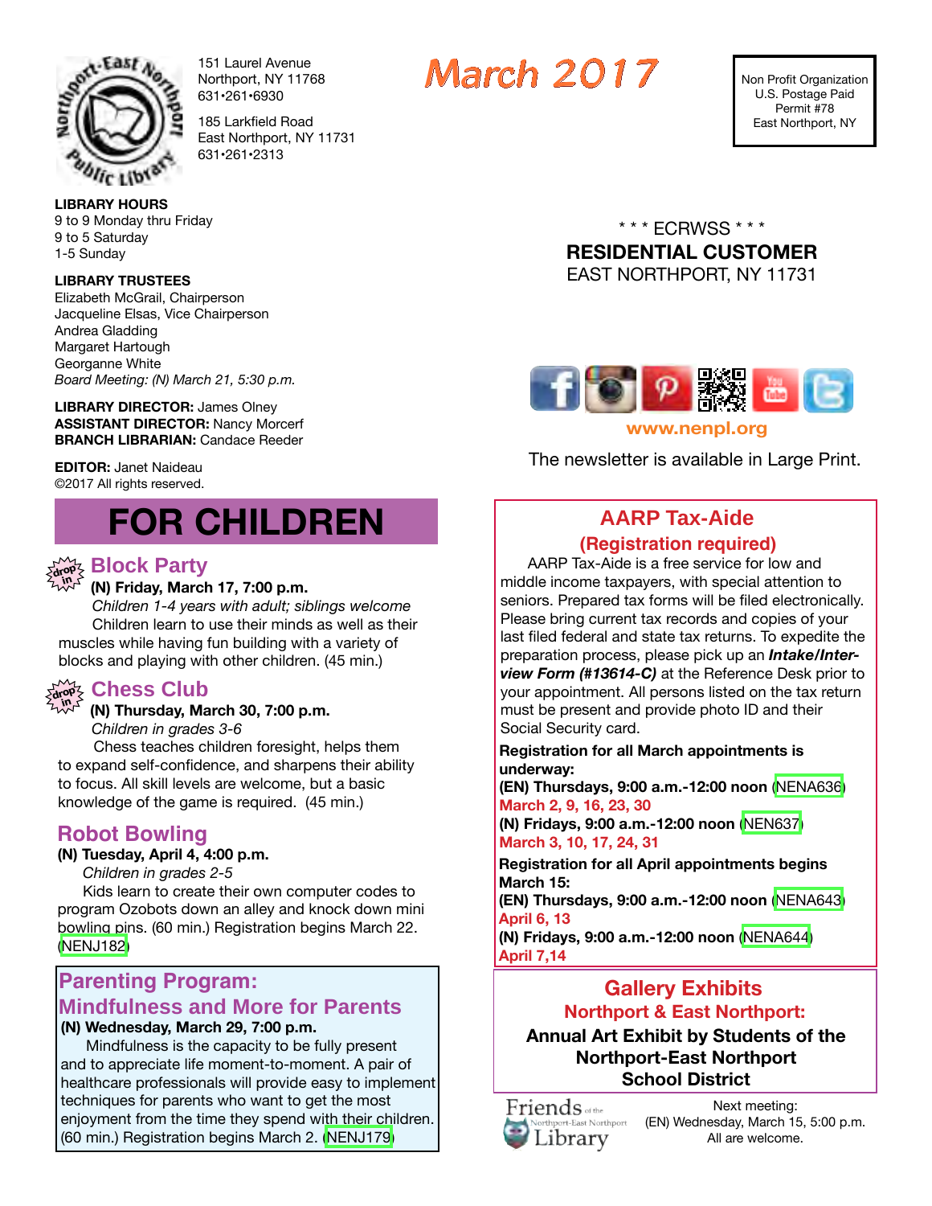151 Laurel Avenue
Northport, NY 11768
631•261•6930

185 Larkfield Road
East Northport, NY 11731
631•261•2313

# March 2017

Non Profit Organization
U.S. Postage Paid
Permit #78
East Northport, NY

**LIBRARY HOURS**
9 to 9 Monday thru Friday
9 to 5 Saturday
1-5 Sunday

**LIBRARY TRUSTEES**
Elizabeth McGrail, Chairperson
Jacqueline Elsas, Vice Chairperson
Andrea Gladding
Margaret Hartough
Georganne White
*Board Meeting: (N) March 21, 5:30 p.m.*

**LIBRARY DIRECTOR:** James Olney
**ASSISTANT DIRECTOR:** Nancy Morcerf
**BRANCH LIBRARIAN:** Candace Reeder

**EDITOR:** Janet Naideau
©2017 All rights reserved.

\* \* \* ECRWSS \* \* \*
**RESIDENTIAL CUSTOMER**
EAST NORTHPORT, NY 11731

www.nenpl.org

The newsletter is available in Large Print.

## FOR CHILDREN

### Block Party

drop in

**(N) Friday, March 17, 7:00 p.m.**
*Children 1-4 years with adult; siblings welcome*
Children learn to use their minds as well as their muscles while having fun building with a variety of blocks and playing with other children. (45 min.)

### Chess Club

drop in

**(N) Thursday, March 30, 7:00 p.m.**
*Children in grades 3-6*
Chess teaches children foresight, helps them to expand self-confidence, and sharpens their ability to focus. All skill levels are welcome, but a basic knowledge of the game is required. (45 min.)

### Robot Bowling

**(N) Tuesday, April 4, 4:00 p.m.**
*Children in grades 2-5*
Kids learn to create their own computer codes to program Ozobots down an alley and knock down mini bowling pins. (60 min.) Registration begins March 22. (NENJ182)

### Parenting Program: Mindfulness and More for Parents

**(N) Wednesday, March 29, 7:00 p.m.**
Mindfulness is the capacity to be fully present and to appreciate life moment-to-moment. A pair of healthcare professionals will provide easy to implement techniques for parents who want to get the most enjoyment from the time they spend with their children. (60 min.) Registration begins March 2. (NENJ179)

## AARP Tax-Aide

### (Registration required)

AARP Tax-Aide is a free service for low and middle income taxpayers, with special attention to seniors. Prepared tax forms will be filed electronically. Please bring current tax records and copies of your last filed federal and state tax returns. To expedite the preparation process, please pick up an ***Intake/Interview Form (#13614-C)*** at the Reference Desk prior to your appointment. All persons listed on the tax return must be present and provide photo ID and their Social Security card.

**Registration for all March appointments is underway:**
**(EN) Thursdays, 9:00 a.m.-12:00 noon** (NENA636)
**March 2, 9, 16, 23, 30**
**(N) Fridays, 9:00 a.m.-12:00 noon** (NEN637)
**March 3, 10, 17, 24, 31**

**Registration for all April appointments begins March 15:**
**(EN) Thursdays, 9:00 a.m.-12:00 noon** (NENA643)
**April 6, 13**
**(N) Fridays, 9:00 a.m.-12:00 noon** (NENA644)
**April 7,14**

## Gallery Exhibits

### Northport & East Northport:

**Annual Art Exhibit by Students of the Northport-East Northport School District**

Friends of the Northport-East Northport Library

Next meeting:
(EN) Wednesday, March 15, 5:00 p.m.
All are welcome.